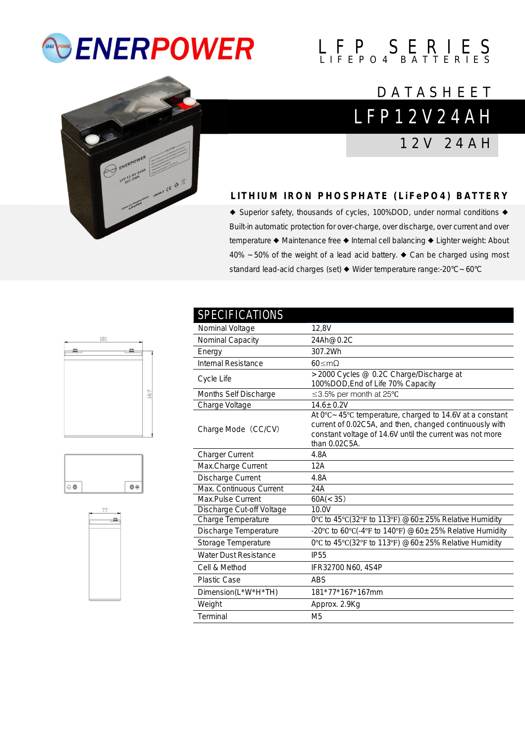# ENERPOWER

## LFP SERIES
LIFEPO4 BATTERIES

## DATASHEET

# LFP12V24AH

## 12V 24AH

### LITHIUM IRON PHOSPHATE (LiFePO4) BATTERY

◆ Superior safety, thousands of cycles, 100%DOD, under normal conditions ◆ Built-in automatic protection for over-charge, over discharge, over current and over temperature ◆ Maintenance free ◆ Internal cell balancing ◆ Lighter weight: About 40% ~50% of the weight of a lead acid battery. ◆ Can be charged using most standard lead-acid charges (set) ◆ Wider temperature range:-20℃~60℃

181

167

77

## SPECIFICATIONS

| SPECIFICATIONS | |
|---|---|
| Nominal Voltage | 12,8V |
| Nominal Capacity | 24Ah@0.2C |
| Energy | 307.2Wh |
| Internal Resistance | 60≤mΩ |
| Cycle Life | >2000 Cycles @ 0.2C Charge/Discharge at 100%DOD,End of Life 70% Capacity |
| Months Self Discharge | ≤3.5% per month at 25℃ |
| Charge Voltage | 14.6±0.2V |
| Charge Mode（CC/CV) | At 0℃~45℃ temperature, charged to 14.6V at a constant current of 0.02C5A, and then, changed continuously with constant voltage of 14.6V until the current was not more than 0.02C5A. |
| Charger Current | 4.8A |
| Max.Charge Current | 12A |
| Discharge Current | 4.8A |
| Max. Continuous Current | 24A |
| Max.Pulse Current | 60A(<3S) |
| Discharge Cut-off Voltage | 10.0V |
| Charge Temperature | 0℃ to 45℃(32℉ to 113℉) @60±25% Relative Humidity |
| Discharge Temperature | -20℃ to 60℃(-4℉ to 140℉) @60±25% Relative Humidity |
| Storage Temperature | 0℃ to 45℃(32℉ to 113℉) @60±25% Relative Humidity |
| Water Dust Resistance | IP55 |
| Cell & Method | IFR32700 N60, 4S4P |
| Plastic Case | ABS |
| Dimension(L*W*H*TH) | 181*77*167*167mm |
| Weight | Approx. 2.9Kg |
| Terminal | M5 |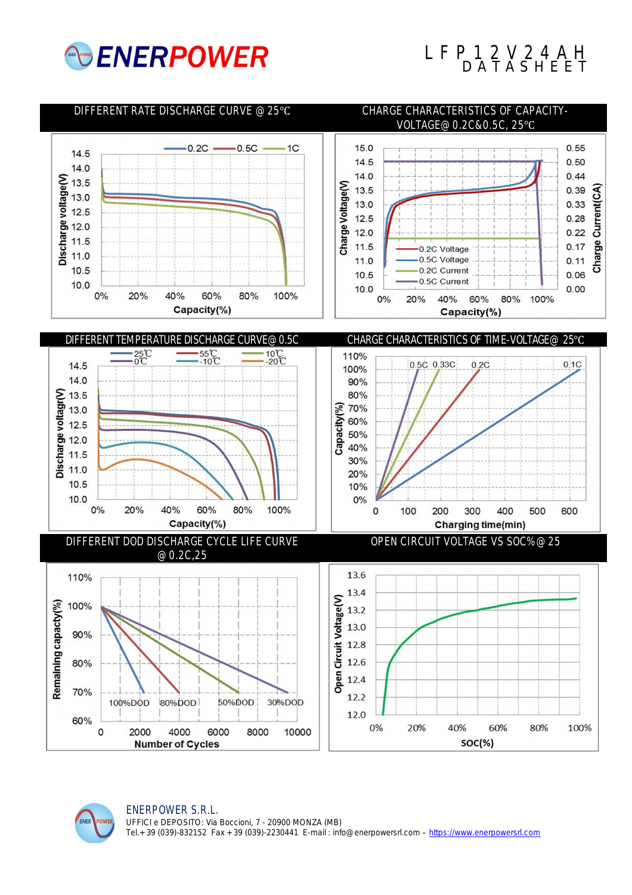ENERPOWER

LFP12V24AH DATASHEET

## DIFFERENT RATE DISCHARGE CURVE @ 25℃

0.2C 0.5C 1C

Discharge voltage(V)

14.5 14.0 13.5 13.0 12.5 12.0 11.5 11.0 10.5 10.0

0% 20% 40% 60% 80% 100%

Capacity(%)

## CHARGE CHARACTERISTICS OF CAPACITY-VOLTAGE@ 0.2C&0.5C, 25℃

Charge Voltage(V)

15.0 14.5 14.0 13.5 13.0 12.5 12.0 11.5 11.0 10.5 10.0

Charge Current(CA)

0.55 0.50 0.44 0.39 0.33 0.28 0.22 0.17 0.11 0.06 0.00

0.2C Voltage
0.5C Voltage
0.2C Current
0.5C Current

0% 20% 40% 60% 80% 100%

Capacity(%)

## DIFFERENT TEMPERATURE DISCHARGE CURVE@ 0.5C

25℃ 55℃ 10℃ 0℃ -10℃ -20℃

Discharge voltagr(V)

14.5 14.0 13.5 13.0 12.5 12.0 11.5 11.0 10.5 10.0

0% 20% 40% 60% 80% 100%

Capacity(%)

## CHARGE CHARACTERISTICS OF TIME-VOLTAGE@ 25℃

Capacity(%)

110% 100% 90% 80% 70% 60% 50% 40% 30% 20% 10% 0%

0.5C 0.33C 0.2C 0.1C

0 100 200 300 400 500 600

Charging time(min)

## DIFFERENT DOD DISCHARGE CYCLE LIFE CURVE @ 0.2C,25

Remaining capacity(%)

110% 100% 90% 80% 70% 60%

100%DOD 80%DOD 50%DOD 30%DOD

0 2000 4000 6000 8000 10000

Number of Cycles

## OPEN CIRCUIT VOLTAGE VS SOC% @ 25

Open Circuit Voltage(V)

13.6 13.4 13.2 13.0 12.8 12.6 12.4 12.2 12.0

0% 20% 40% 60% 80% 100%

SOC(%)

ENERPOWER S.R.L.
UFFICI e DEPOSITO: Via Boccioni, 7 - 20900 MONZA (MB)
Tel.+39 (039)-832152 Fax +39 (039)-2230441 E-mail : info@enerpowersrl.com – https://www.enerpowersrl.com